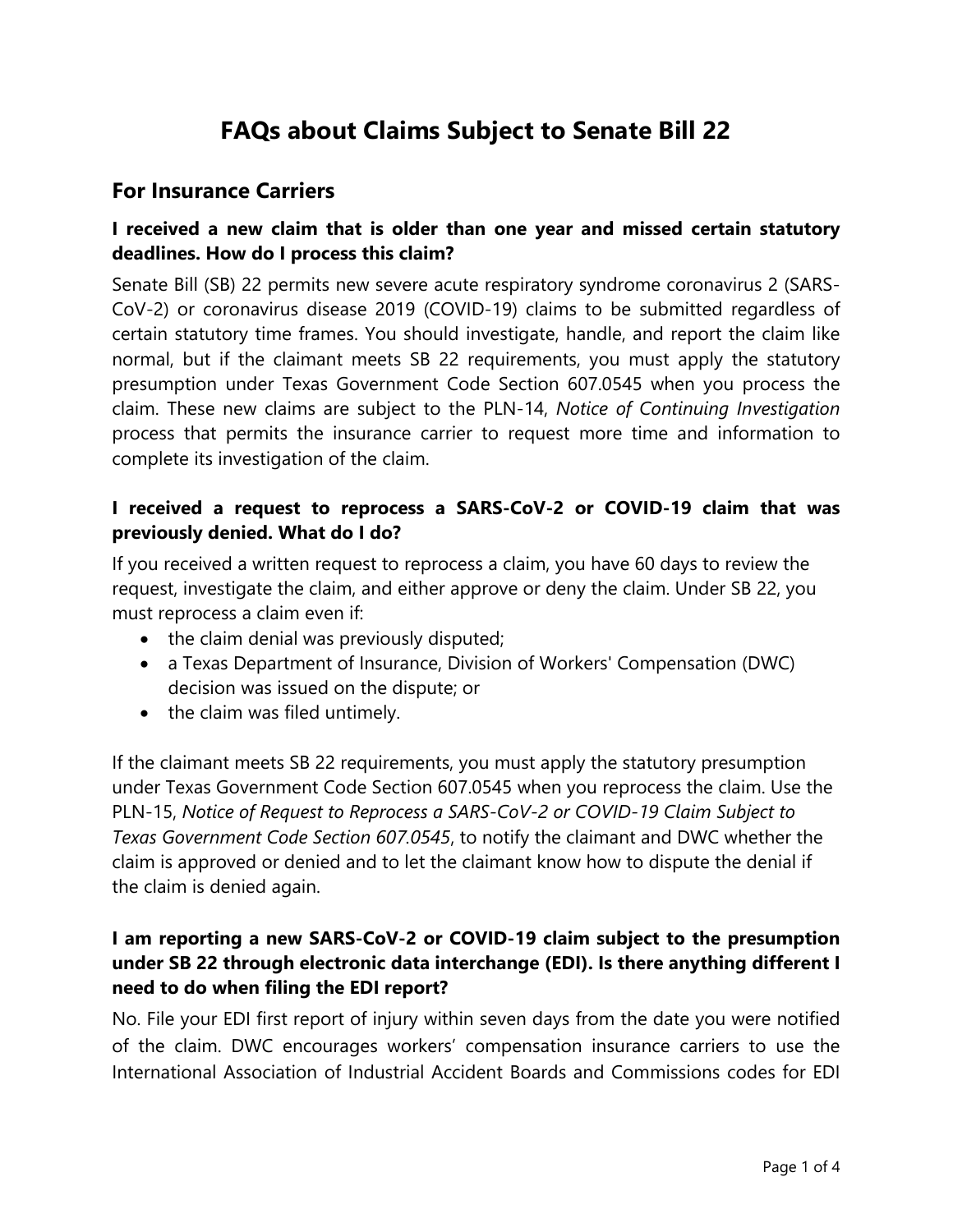# FAQs about Claims Subject to Senate Bill 22

## For Insurance Carriers

### I received a new claim that is older than one year and missed certain statutory deadlines. How do I process this claim?

Senate Bill (SB) 22 permits new severe acute respiratory syndrome coronavirus 2 (SARS-CoV-2) or coronavirus disease 2019 (COVID-19) claims to be submitted regardless of certain statutory time frames. You should investigate, handle, and report the claim like normal, but if the claimant meets SB 22 requirements, you must apply the statutory presumption under Texas Government Code Section 607.0545 when you process the claim. These new claims are subject to the PLN-14, *Notice of Continuing Investigation* process that permits the insurance carrier to request more time and information to complete its investigation of the claim.

### I received a request to reprocess a SARS-CoV-2 or COVID-19 claim that was previously denied. What do I do?

If you received a written request to reprocess a claim, you have 60 days to review the request, investigate the claim, and either approve or deny the claim. Under SB 22, you must reprocess a claim even if:

- the claim denial was previously disputed;
- a Texas Department of Insurance, Division of Workers' Compensation (DWC) decision was issued on the dispute; or
- the claim was filed untimely.

If the claimant meets SB 22 requirements, you must apply the statutory presumption under Texas Government Code Section 607.0545 when you reprocess the claim. Use the PLN-15, *Notice of Request to Reprocess a SARS-CoV-2 or COVID-19 Claim Subject to Texas Government Code Section 607.0545*, to notify the claimant and DWC whether the claim is approved or denied and to let the claimant know how to dispute the denial if the claim is denied again.

### I am reporting a new SARS-CoV-2 or COVID-19 claim subject to the presumption under SB 22 through electronic data interchange (EDI). Is there anything different I need to do when filing the EDI report?

No. File your EDI first report of injury within seven days from the date you were notified of the claim. DWC encourages workers' compensation insurance carriers to use the International Association of Industrial Accident Boards and Commissions codes for EDI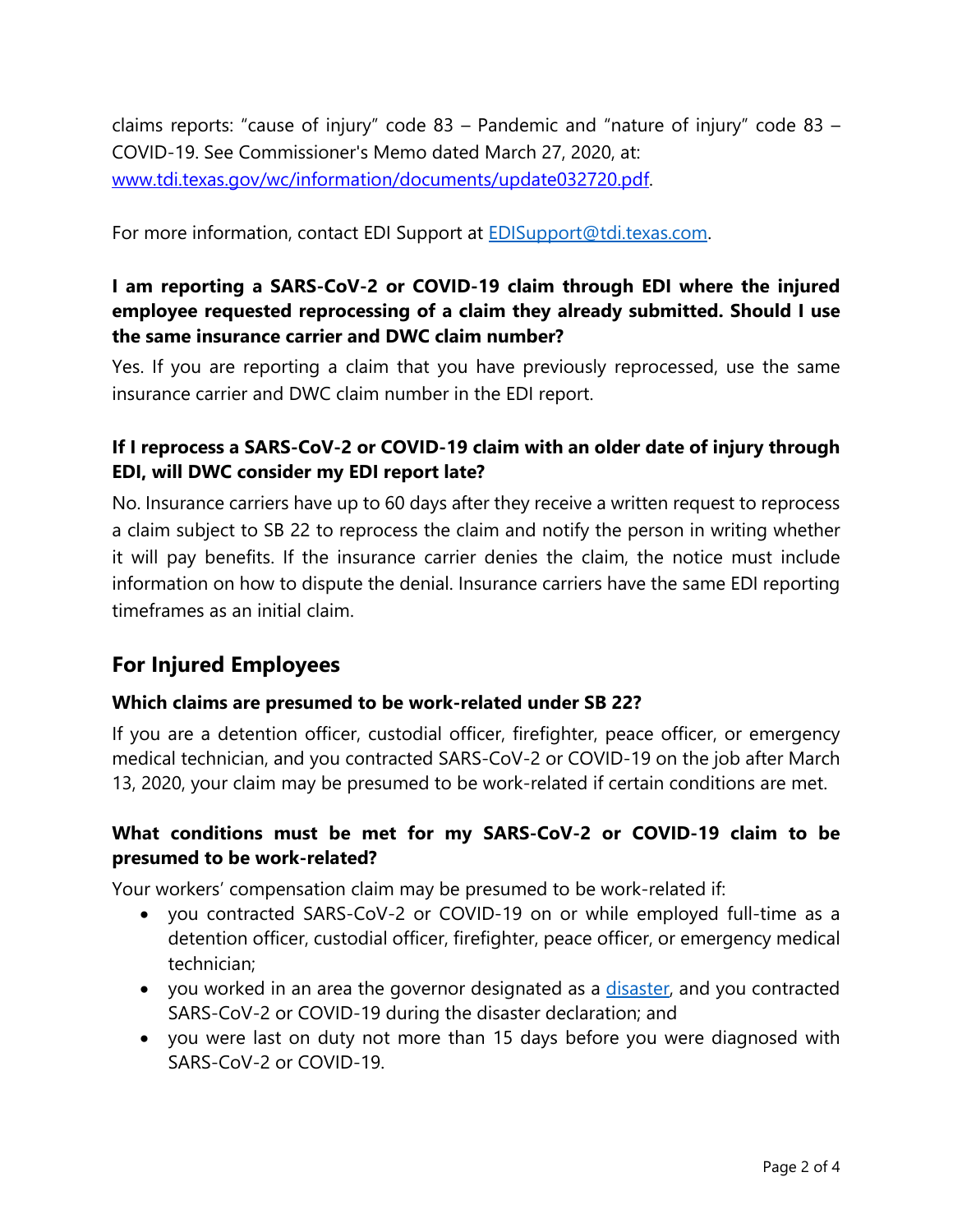claims reports: "cause of injury" code 83 – Pandemic and "nature of injury" code 83 – COVID-19. See Commissioner's Memo dated March 27, 2020, at: [www.tdi.texas.gov/wc/information/documents/update032720.pdf](www.tdi.texas.gov/wc/information/documents/update032720.pdf).

For more information, contact EDI Support at [EDISupport@tdi.texas.com](mailto:EDISupport@tdi.texas.com).

**I am reporting a SARS-CoV-2 or COVID-19 claim through EDI where the injured employee requested reprocessing of a claim they already submitted. Should I use the same insurance carrier and DWC claim number?**

Yes. If you are reporting a claim that you have previously reprocessed, use the same insurance carrier and DWC claim number in the EDI report.

**If I reprocess a SARS-CoV-2 or COVID-19 claim with an older date of injury through EDI, will DWC consider my EDI report late?**

No. Insurance carriers have up to 60 days after they receive a written request to reprocess a claim subject to SB 22 to reprocess the claim and notify the person in writing whether it will pay benefits. If the insurance carrier denies the claim, the notice must include information on how to dispute the denial. Insurance carriers have the same EDI reporting timeframes as an initial claim.

## For Injured Employees

**Which claims are presumed to be work-related under SB 22?**

If you are a detention officer, custodial officer, firefighter, peace officer, or emergency medical technician, and you contracted SARS-CoV-2 or COVID-19 on the job after March 13, 2020, your claim may be presumed to be work-related if certain conditions are met.

**What conditions must be met for my SARS-CoV-2 or COVID-19 claim to be presumed to be work-related?**

Your workers' compensation claim may be presumed to be work-related if:

- you contracted SARS-CoV-2 or COVID-19 on or while employed full-time as a detention officer, custodial officer, firefighter, peace officer, or emergency medical technician;
- you worked in an area the governor designated as a disaster, and you contracted SARS-CoV-2 or COVID-19 during the disaster declaration; and
- you were last on duty not more than 15 days before you were diagnosed with SARS-CoV-2 or COVID-19.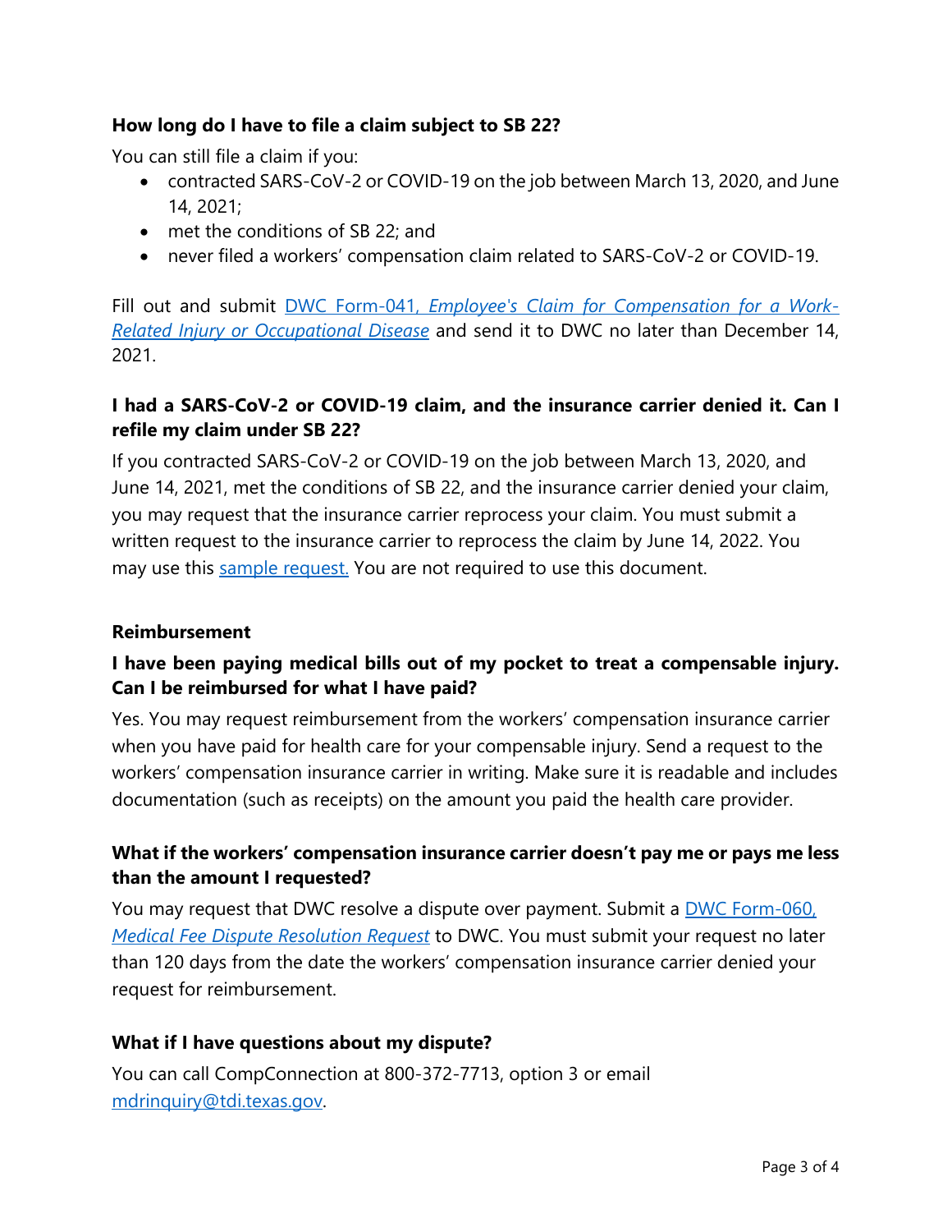**How long do I have to file a claim subject to SB 22?**

You can still file a claim if you:

- contracted SARS-CoV-2 or COVID-19 on the job between March 13, 2020, and June 14, 2021;
- met the conditions of SB 22; and
- never filed a workers' compensation claim related to SARS-CoV-2 or COVID-19.

Fill out and submit DWC Form-041, *Employee's Claim for Compensation for a Work-Related Injury or Occupational Disease* and send it to DWC no later than December 14, 2021.

**I had a SARS-CoV-2 or COVID-19 claim, and the insurance carrier denied it. Can I refile my claim under SB 22?**

If you contracted SARS-CoV-2 or COVID-19 on the job between March 13, 2020, and June 14, 2021, met the conditions of SB 22, and the insurance carrier denied your claim, you may request that the insurance carrier reprocess your claim. You must submit a written request to the insurance carrier to reprocess the claim by June 14, 2022. You may use this sample request. You are not required to use this document.

**Reimbursement**

**I have been paying medical bills out of my pocket to treat a compensable injury. Can I be reimbursed for what I have paid?**

Yes. You may request reimbursement from the workers' compensation insurance carrier when you have paid for health care for your compensable injury. Send a request to the workers' compensation insurance carrier in writing. Make sure it is readable and includes documentation (such as receipts) on the amount you paid the health care provider.

**What if the workers' compensation insurance carrier doesn't pay me or pays me less than the amount I requested?**

You may request that DWC resolve a dispute over payment. Submit a DWC Form-060, *Medical Fee Dispute Resolution Request* to DWC. You must submit your request no later than 120 days from the date the workers' compensation insurance carrier denied your request for reimbursement.

**What if I have questions about my dispute?**

You can call CompConnection at 800-372-7713, option 3 or email mdrinquiry@tdi.texas.gov.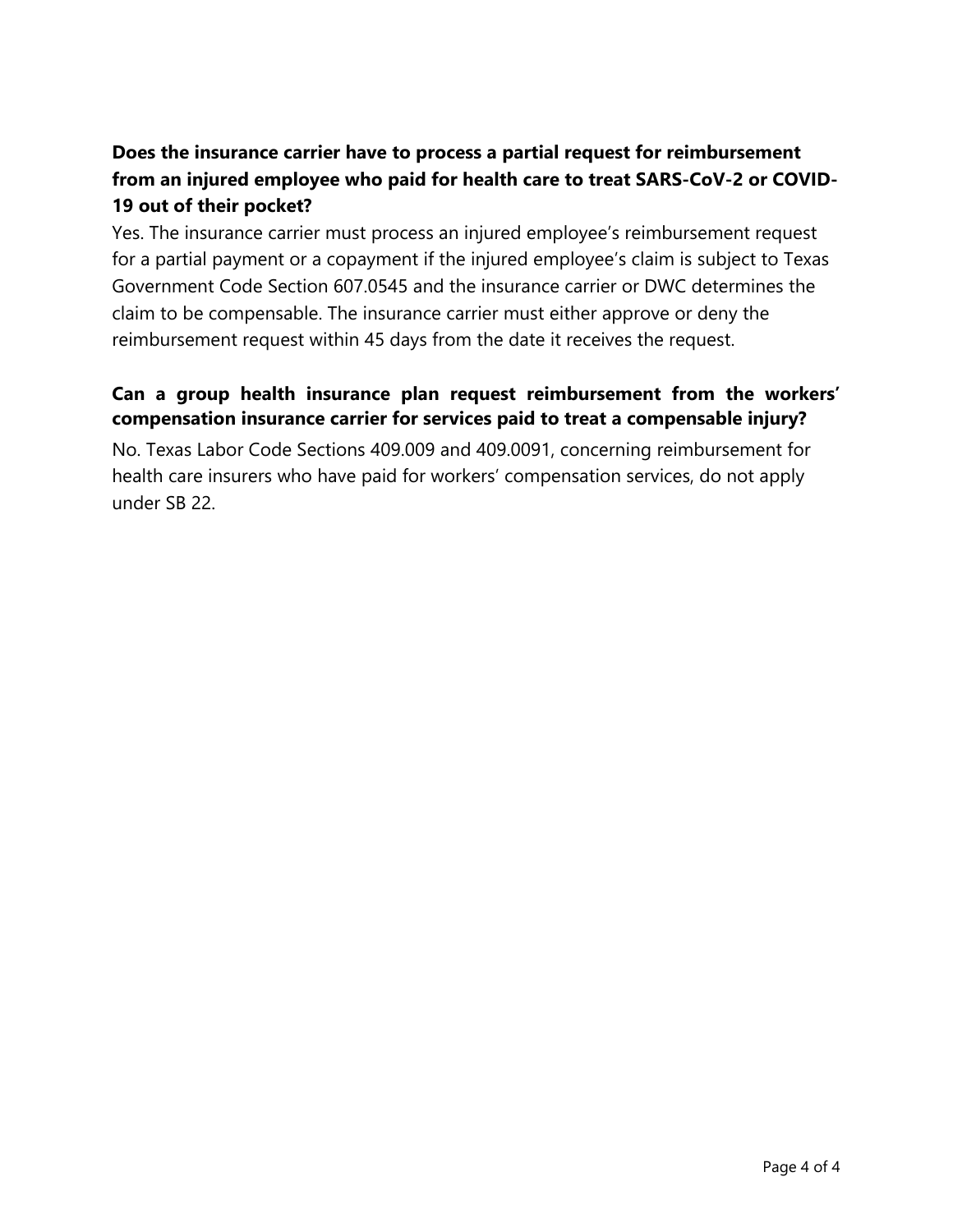**Does the insurance carrier have to process a partial request for reimbursement from an injured employee who paid for health care to treat SARS-CoV-2 or COVID-19 out of their pocket?**

Yes. The insurance carrier must process an injured employee's reimbursement request for a partial payment or a copayment if the injured employee's claim is subject to Texas Government Code Section 607.0545 and the insurance carrier or DWC determines the claim to be compensable. The insurance carrier must either approve or deny the reimbursement request within 45 days from the date it receives the request.

**Can a group health insurance plan request reimbursement from the workers' compensation insurance carrier for services paid to treat a compensable injury?**

No. Texas Labor Code Sections 409.009 and 409.0091, concerning reimbursement for health care insurers who have paid for workers' compensation services, do not apply under SB 22.